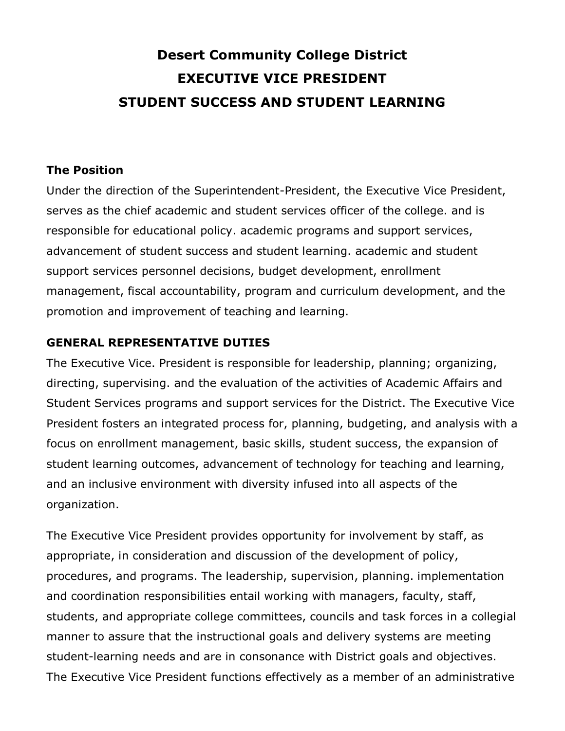# Desert Community College District
# EXECUTIVE VICE PRESIDENT
# STUDENT SUCCESS AND STUDENT LEARNING

## The Position

Under the direction of the Superintendent-President, the Executive Vice President, serves as the chief academic and student services officer of the college. and is responsible for educational policy. academic programs and support services, advancement of student success and student learning. academic and student support services personnel decisions, budget development, enrollment management, fiscal accountability, program and curriculum development, and the promotion and improvement of teaching and learning.

## GENERAL REPRESENTATIVE DUTIES

The Executive Vice. President is responsible for leadership, planning; organizing, directing, supervising. and the evaluation of the activities of Academic Affairs and Student Services programs and support services for the District. The Executive Vice President fosters an integrated process for, planning, budgeting, and analysis with a focus on enrollment management, basic skills, student success, the expansion of student learning outcomes, advancement of technology for teaching and learning, and an inclusive environment with diversity infused into all aspects of the organization.

The Executive Vice President provides opportunity for involvement by staff, as appropriate, in consideration and discussion of the development of policy, procedures, and programs. The leadership, supervision, planning. implementation and coordination responsibilities entail working with managers, faculty, staff, students, and appropriate college committees, councils and task forces in a collegial manner to assure that the instructional goals and delivery systems are meeting student-learning needs and are in consonance with District goals and objectives. The Executive Vice President functions effectively as a member of an administrative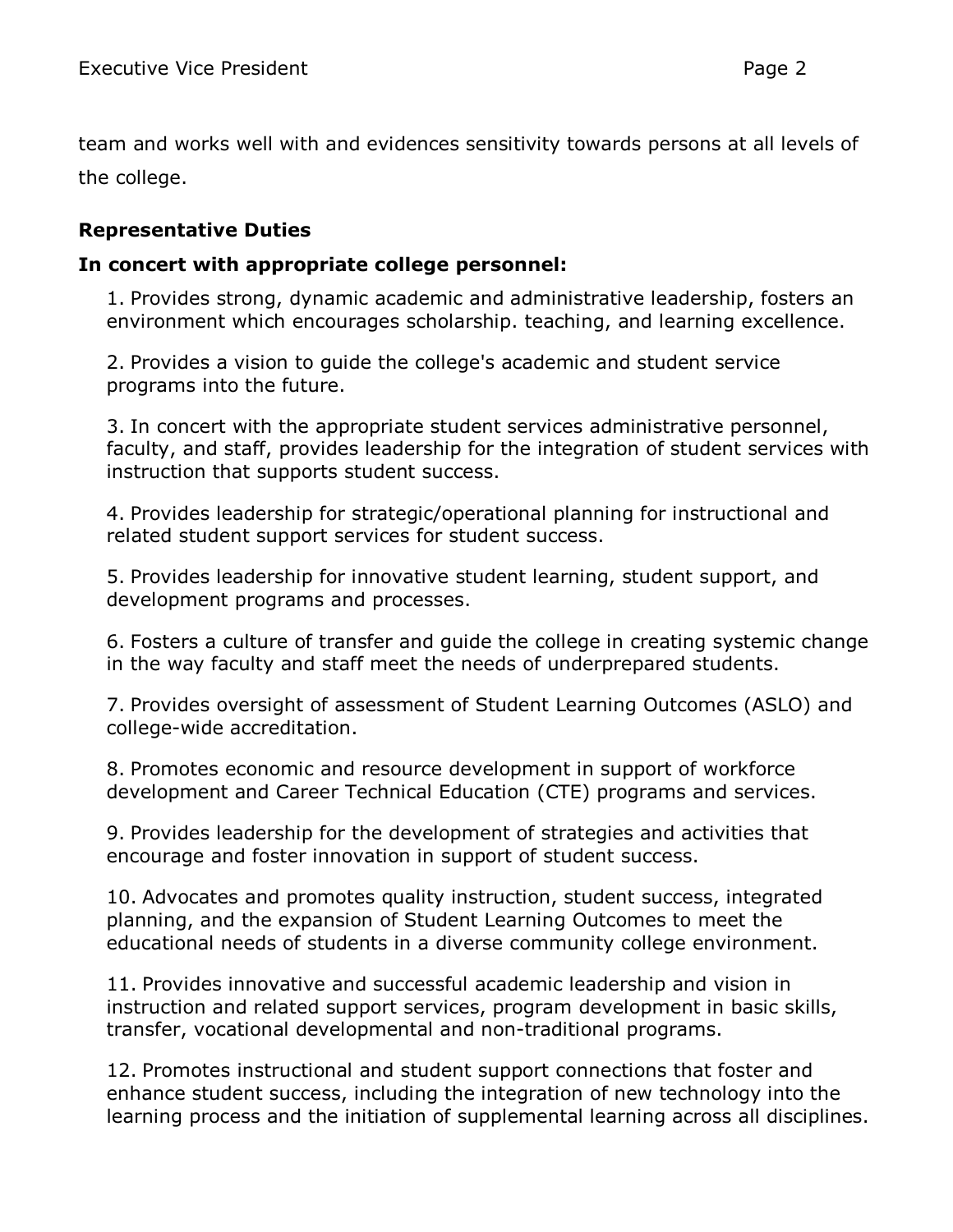team and works well with and evidences sensitivity towards persons at all levels of the college.

**Representative Duties**

**In concert with appropriate college personnel:**

1. Provides strong, dynamic academic and administrative leadership, fosters an environment which encourages scholarship. teaching, and learning excellence.

2. Provides a vision to guide the college's academic and student service programs into the future.

3. In concert with the appropriate student services administrative personnel, faculty, and staff, provides leadership for the integration of student services with instruction that supports student success.

4. Provides leadership for strategic/operational planning for instructional and related student support services for student success.

5. Provides leadership for innovative student learning, student support, and development programs and processes.

6. Fosters a culture of transfer and guide the college in creating systemic change in the way faculty and staff meet the needs of underprepared students.

7. Provides oversight of assessment of Student Learning Outcomes (ASLO) and college-wide accreditation.

8. Promotes economic and resource development in support of workforce development and Career Technical Education (CTE) programs and services.

9. Provides leadership for the development of strategies and activities that encourage and foster innovation in support of student success.

10. Advocates and promotes quality instruction, student success, integrated planning, and the expansion of Student Learning Outcomes to meet the educational needs of students in a diverse community college environment.

11. Provides innovative and successful academic leadership and vision in instruction and related support services, program development in basic skills, transfer, vocational developmental and non-traditional programs.

12. Promotes instructional and student support connections that foster and enhance student success, including the integration of new technology into the learning process and the initiation of supplemental learning across all disciplines.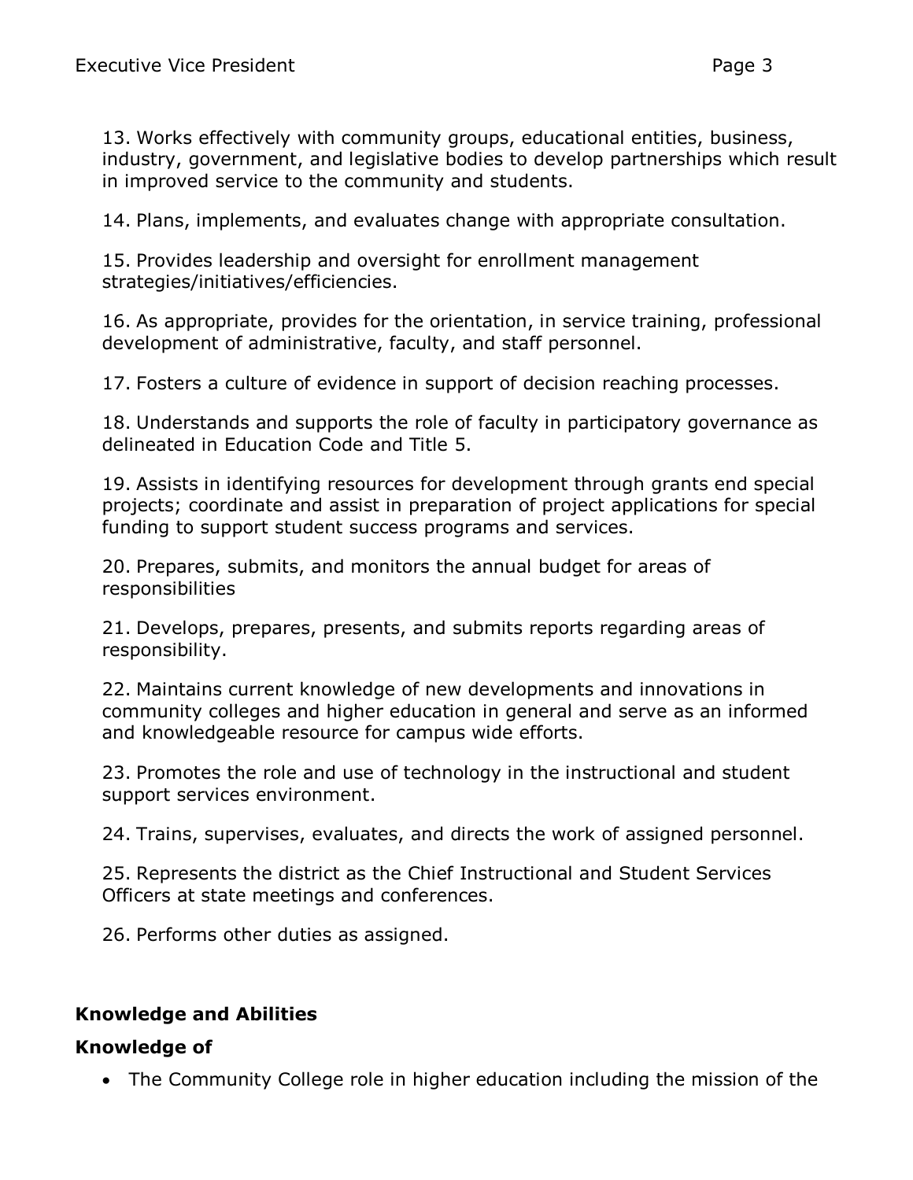13. Works effectively with community groups, educational entities, business, industry, government, and legislative bodies to develop partnerships which result in improved service to the community and students.

14. Plans, implements, and evaluates change with appropriate consultation.

15. Provides leadership and oversight for enrollment management strategies/initiatives/efficiencies.

16. As appropriate, provides for the orientation, in service training, professional development of administrative, faculty, and staff personnel.

17. Fosters a culture of evidence in support of decision reaching processes.

18. Understands and supports the role of faculty in participatory governance as delineated in Education Code and Title 5.

19. Assists in identifying resources for development through grants end special projects; coordinate and assist in preparation of project applications for special funding to support student success programs and services.

20. Prepares, submits, and monitors the annual budget for areas of responsibilities

21. Develops, prepares, presents, and submits reports regarding areas of responsibility.

22. Maintains current knowledge of new developments and innovations in community colleges and higher education in general and serve as an informed and knowledgeable resource for campus wide efforts.

23. Promotes the role and use of technology in the instructional and student support services environment.

24. Trains, supervises, evaluates, and directs the work of assigned personnel.

25. Represents the district as the Chief Instructional and Student Services Officers at state meetings and conferences.

26. Performs other duties as assigned.

## Knowledge and Abilities

### Knowledge of

- The Community College role in higher education including the mission of the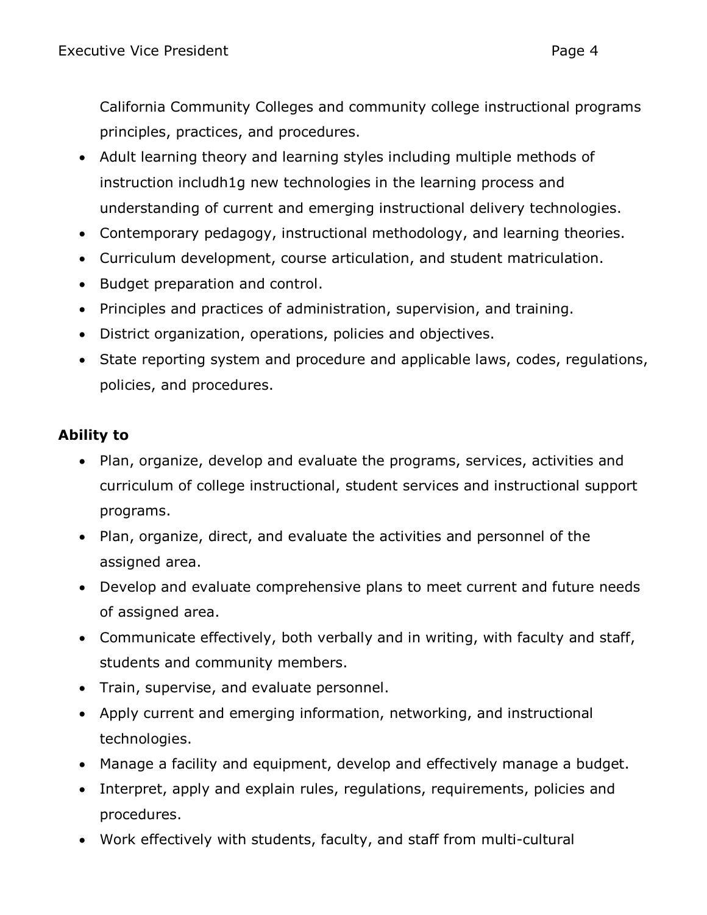California Community Colleges and community college instructional programs principles, practices, and procedures.

- Adult learning theory and learning styles including multiple methods of instruction includh1g new technologies in the learning process and understanding of current and emerging instructional delivery technologies.
- Contemporary pedagogy, instructional methodology, and learning theories.
- Curriculum development, course articulation, and student matriculation.
- Budget preparation and control.
- Principles and practices of administration, supervision, and training.
- District organization, operations, policies and objectives.
- State reporting system and procedure and applicable laws, codes, regulations, policies, and procedures.

**Ability to**

- Plan, organize, develop and evaluate the programs, services, activities and curriculum of college instructional, student services and instructional support programs.
- Plan, organize, direct, and evaluate the activities and personnel of the assigned area.
- Develop and evaluate comprehensive plans to meet current and future needs of assigned area.
- Communicate effectively, both verbally and in writing, with faculty and staff, students and community members.
- Train, supervise, and evaluate personnel.
- Apply current and emerging information, networking, and instructional technologies.
- Manage a facility and equipment, develop and effectively manage a budget.
- Interpret, apply and explain rules, regulations, requirements, policies and procedures.
- Work effectively with students, faculty, and staff from multi-cultural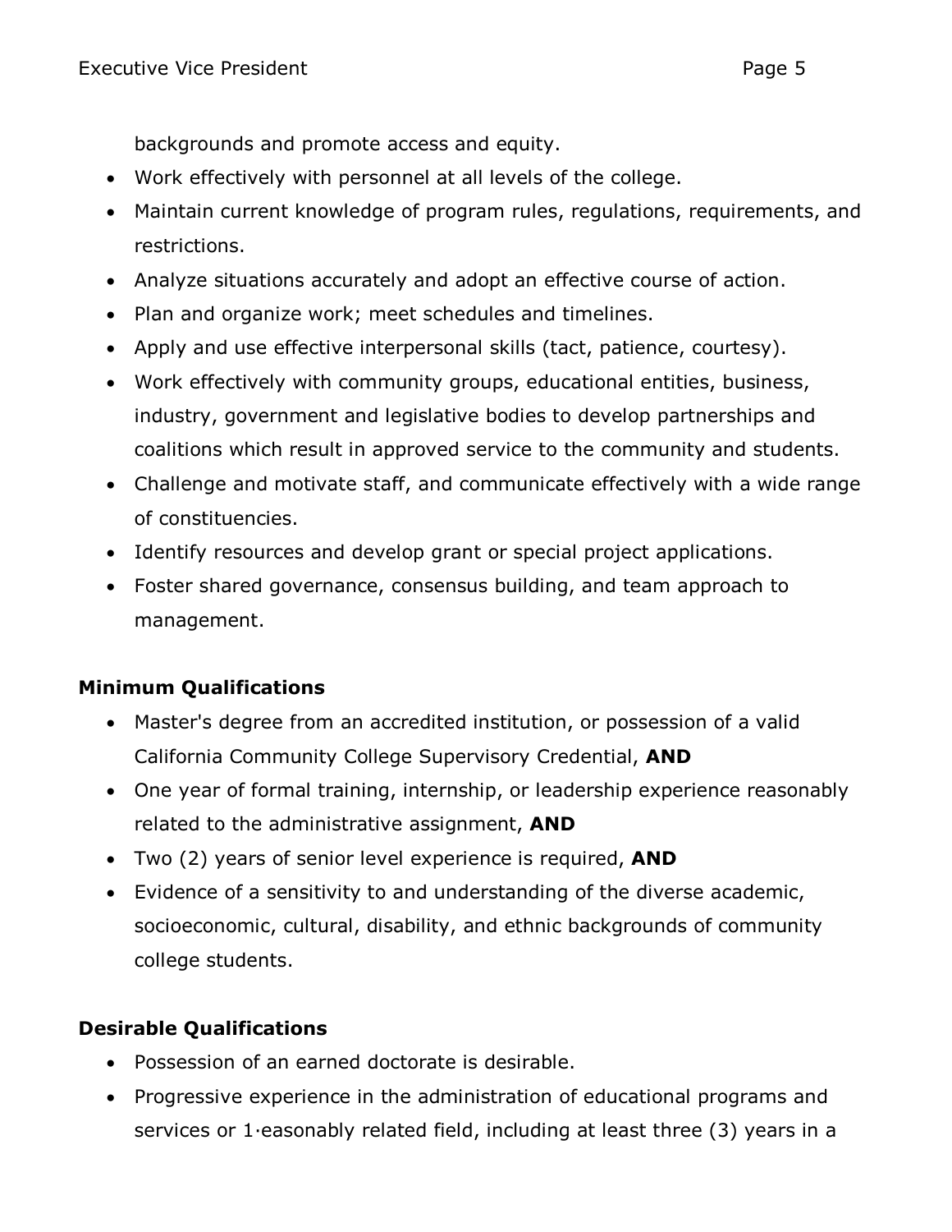backgrounds and promote access and equity.

- Work effectively with personnel at all levels of the college.
- Maintain current knowledge of program rules, regulations, requirements, and restrictions.
- Analyze situations accurately and adopt an effective course of action.
- Plan and organize work; meet schedules and timelines.
- Apply and use effective interpersonal skills (tact, patience, courtesy).
- Work effectively with community groups, educational entities, business, industry, government and legislative bodies to develop partnerships and coalitions which result in approved service to the community and students.
- Challenge and motivate staff, and communicate effectively with a wide range of constituencies.
- Identify resources and develop grant or special project applications.
- Foster shared governance, consensus building, and team approach to management.

**Minimum Qualifications**

- Master's degree from an accredited institution, or possession of a valid California Community College Supervisory Credential, **AND**
- One year of formal training, internship, or leadership experience reasonably related to the administrative assignment, **AND**
- Two (2) years of senior level experience is required, **AND**
- Evidence of a sensitivity to and understanding of the diverse academic, socioeconomic, cultural, disability, and ethnic backgrounds of community college students.

**Desirable Qualifications**

- Possession of an earned doctorate is desirable.
- Progressive experience in the administration of educational programs and services or 1·easonably related field, including at least three (3) years in a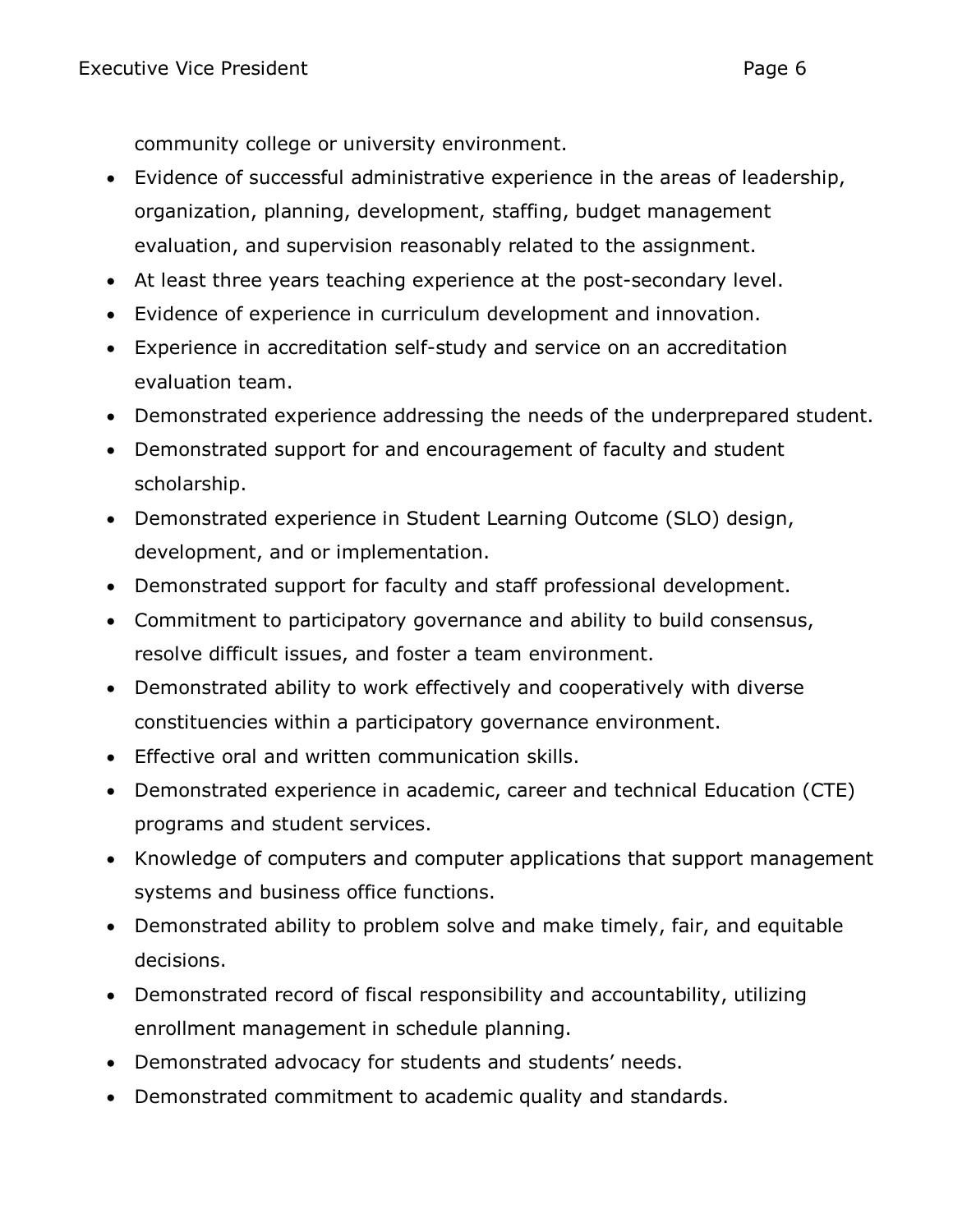community college or university environment.

- Evidence of successful administrative experience in the areas of leadership, organization, planning, development, staffing, budget management evaluation, and supervision reasonably related to the assignment.
- At least three years teaching experience at the post-secondary level.
- Evidence of experience in curriculum development and innovation.
- Experience in accreditation self-study and service on an accreditation evaluation team.
- Demonstrated experience addressing the needs of the underprepared student.
- Demonstrated support for and encouragement of faculty and student scholarship.
- Demonstrated experience in Student Learning Outcome (SLO) design, development, and or implementation.
- Demonstrated support for faculty and staff professional development.
- Commitment to participatory governance and ability to build consensus, resolve difficult issues, and foster a team environment.
- Demonstrated ability to work effectively and cooperatively with diverse constituencies within a participatory governance environment.
- Effective oral and written communication skills.
- Demonstrated experience in academic, career and technical Education (CTE) programs and student services.
- Knowledge of computers and computer applications that support management systems and business office functions.
- Demonstrated ability to problem solve and make timely, fair, and equitable decisions.
- Demonstrated record of fiscal responsibility and accountability, utilizing enrollment management in schedule planning.
- Demonstrated advocacy for students and students' needs.
- Demonstrated commitment to academic quality and standards.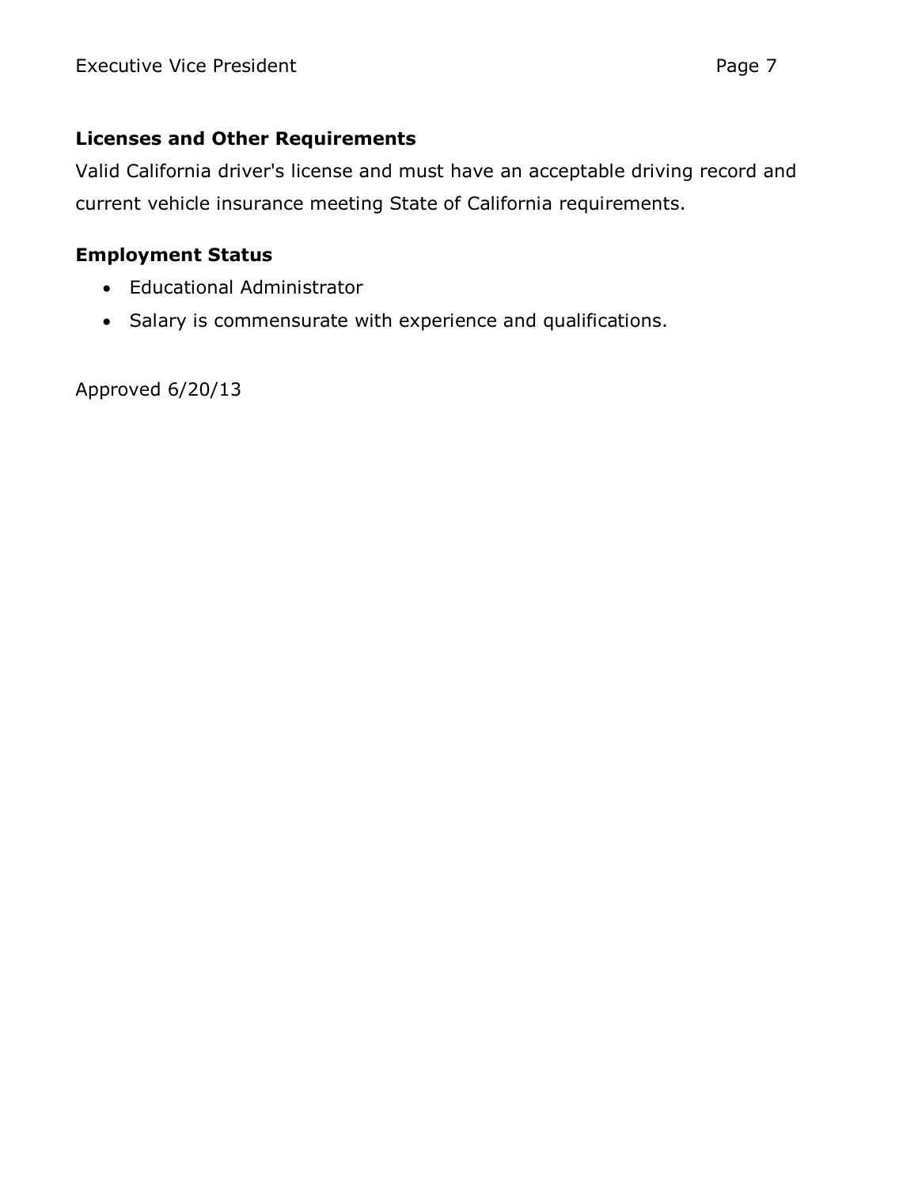### Licenses and Other Requirements

Valid California driver's license and must have an acceptable driving record and current vehicle insurance meeting State of California requirements.

### Employment Status

- Educational Administrator
- Salary is commensurate with experience and qualifications.

Approved 6/20/13